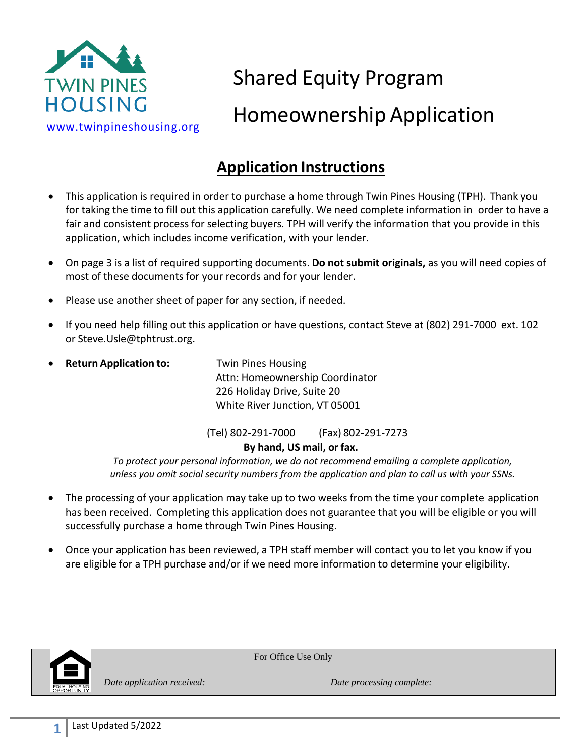TWIN PINES HOUSING

www.twinpineshousing.org

# Shared Equity Program

# Homeownership Application

## Application Instructions

- This application is required in order to purchase a home through Twin Pines Housing (TPH). Thank you for taking the time to fill out this application carefully. We need complete information in order to have a fair and consistent process for selecting buyers. TPH will verify the information that you provide in this application, which includes income verification, with your lender.
- On page 3 is a list of required supporting documents. **Do not submit originals,** as you will need copies of most of these documents for your records and for your lender.
- Please use another sheet of paper for any section, if needed.
- If you need help filling out this application or have questions, contact Steve at (802) 291-7000 ext. 102 or Steve.Usle@tphtrust.org.
- **Return Application to:**

  Twin Pines Housing
  Attn: Homeownership Coordinator
  226 Holiday Drive, Suite 20
  White River Junction, VT 05001

  (Tel) 802-291-7000 (Fax) 802-291-7273

  **By hand, US mail, or fax.**

  *To protect your personal information, we do not recommend emailing a complete application, unless you omit social security numbers from the application and plan to call us with your SSNs.*

- The processing of your application may take up to two weeks from the time your complete application has been received. Completing this application does not guarantee that you will be eligible or you will successfully purchase a home through Twin Pines Housing.
- Once your application has been reviewed, a TPH staff member will contact you to let you know if you are eligible for a TPH purchase and/or if we need more information to determine your eligibility.

EQUAL HOUSING OPPORTUNITY

For Office Use Only

*Date application received:* ____________ *Date processing complete:* ____________

Last Updated 5/2022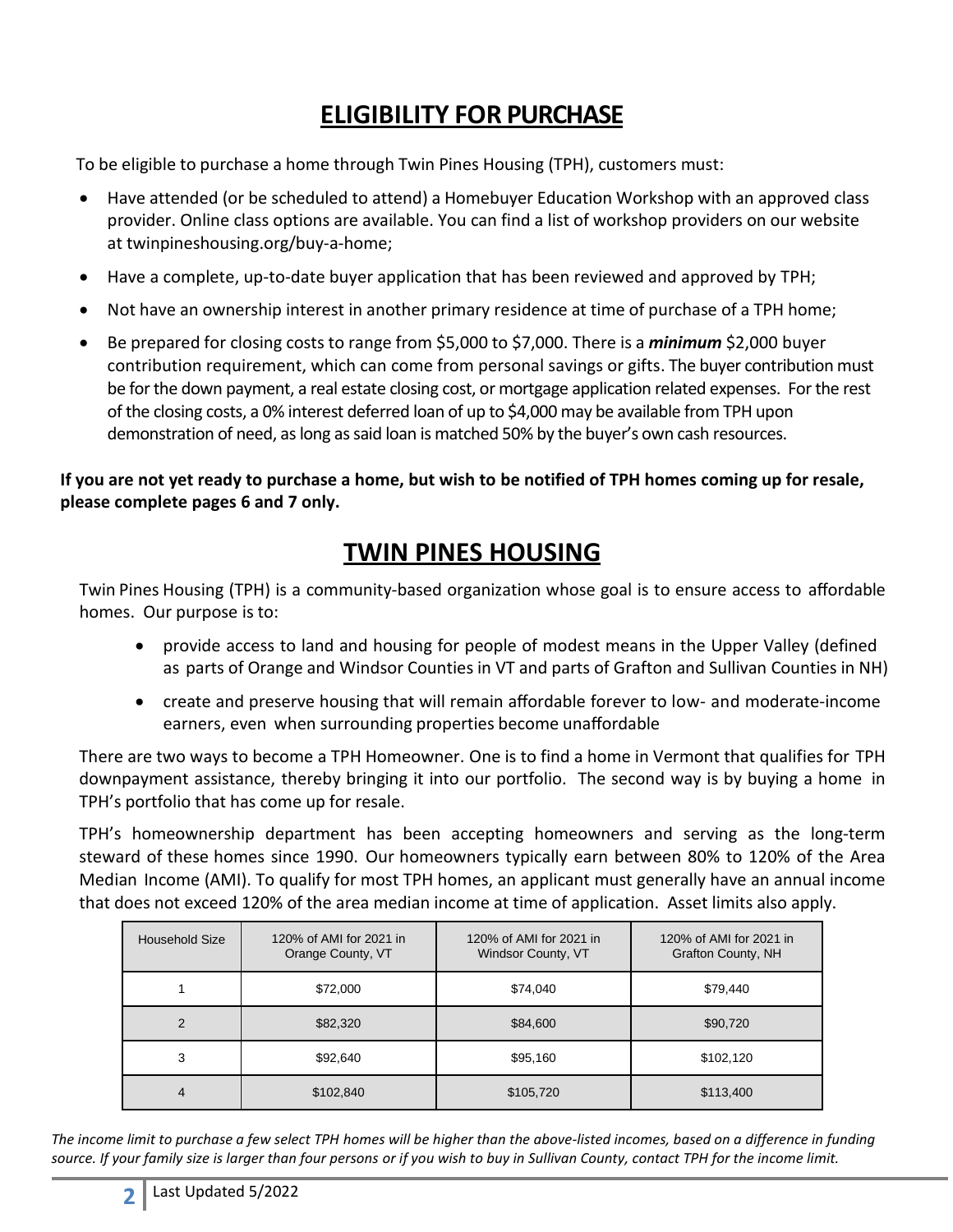# ELIGIBILITY FOR PURCHASE

To be eligible to purchase a home through Twin Pines Housing (TPH), customers must:

- Have attended (or be scheduled to attend) a Homebuyer Education Workshop with an approved class provider. Online class options are available. You can find a list of workshop providers on our website at twinpineshousing.org/buy-a-home;
- Have a complete, up-to-date buyer application that has been reviewed and approved by TPH;
- Not have an ownership interest in another primary residence at time of purchase of a TPH home;
- Be prepared for closing costs to range from $5,000 to $7,000. There is a ***minimum*** $2,000 buyer contribution requirement, which can come from personal savings or gifts. The buyer contribution must be for the down payment, a real estate closing cost, or mortgage application related expenses. For the rest of the closing costs, a 0% interest deferred loan of up to $4,000 may be available from TPH upon demonstration of need, as long as said loan is matched 50% by the buyer's own cash resources.

**If you are not yet ready to purchase a home, but wish to be notified of TPH homes coming up for resale, please complete pages 6 and 7 only.**

# TWIN PINES HOUSING

Twin Pines Housing (TPH) is a community-based organization whose goal is to ensure access to affordable homes. Our purpose is to:

- provide access to land and housing for people of modest means in the Upper Valley (defined as parts of Orange and Windsor Counties in VT and parts of Grafton and Sullivan Counties in NH)
- create and preserve housing that will remain affordable forever to low- and moderate-income earners, even when surrounding properties become unaffordable

There are two ways to become a TPH Homeowner. One is to find a home in Vermont that qualifies for TPH downpayment assistance, thereby bringing it into our portfolio. The second way is by buying a home in TPH's portfolio that has come up for resale.

TPH's homeownership department has been accepting homeowners and serving as the long-term steward of these homes since 1990. Our homeowners typically earn between 80% to 120% of the Area Median Income (AMI). To qualify for most TPH homes, an applicant must generally have an annual income that does not exceed 120% of the area median income at time of application. Asset limits also apply.

| Household Size | 120% of AMI for 2021 in Orange County, VT | 120% of AMI for 2021 in Windsor County, VT | 120% of AMI for 2021 in Grafton County, NH |
|---|---|---|---|
| 1 | $72,000 | $74,040 | $79,440 |
| 2 | $82,320 | $84,600 | $90,720 |
| 3 | $92,640 | $95,160 | $102,120 |
| 4 | $102,840 | $105,720 | $113,400 |

*The income limit to purchase a few select TPH homes will be higher than the above-listed incomes, based on a difference in funding source. If your family size is larger than four persons or if you wish to buy in Sullivan County, contact TPH for the income limit.*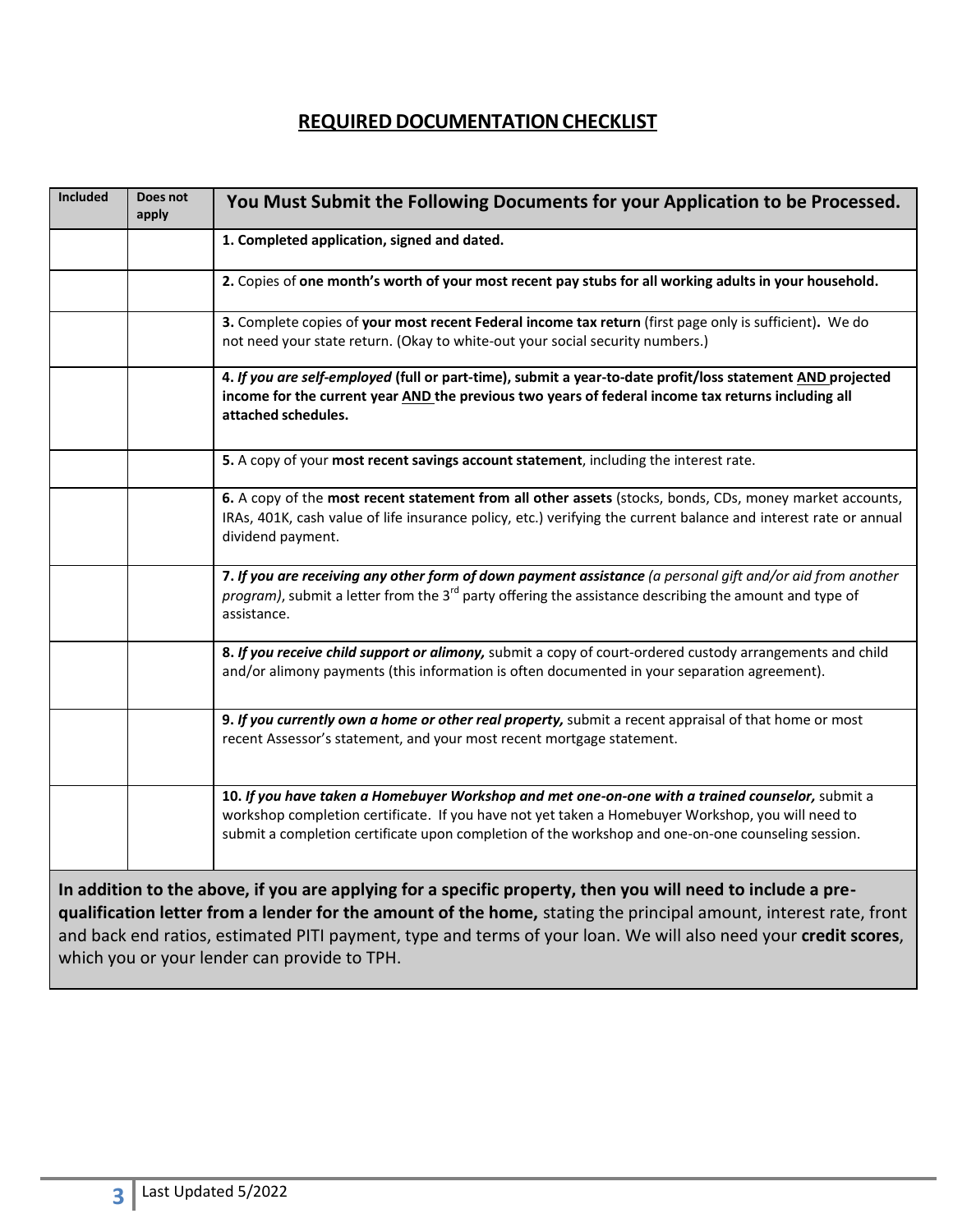# REQUIRED DOCUMENTATION CHECKLIST

| Included | Does not apply | You Must Submit the Following Documents for your Application to be Processed. |
|---|---|---|
| | | **1. Completed application, signed and dated.** |
| | | **2.** Copies of **one month's worth of your most recent pay stubs for all working adults in your household.** |
| | | **3.** Complete copies of **your most recent Federal income tax return** (first page only is sufficient)**.** We do not need your state return. (Okay to white-out your social security numbers.) |
| | | **4.** ***If you are self-employed*** **(full or part-time), submit a year-to-date profit/loss statement AND projected income for the current year AND the previous two years of federal income tax returns including all attached schedules.** |
| | | **5.** A copy of your **most recent savings account statement**, including the interest rate. |
| | | **6.** A copy of the **most recent statement from all other assets** (stocks, bonds, CDs, money market accounts, IRAs, 401K, cash value of life insurance policy, etc.) verifying the current balance and interest rate or annual dividend payment. |
| | | **7.** ***If you are receiving any other form of down payment assistance*** *(a personal gift and/or aid from another program)*, submit a letter from the 3rd party offering the assistance describing the amount and type of assistance. |
| | | **8.** ***If you receive child support or alimony,*** submit a copy of court-ordered custody arrangements and child and/or alimony payments (this information is often documented in your separation agreement). |
| | | **9.** ***If you currently own a home or other real property,*** submit a recent appraisal of that home or most recent Assessor's statement, and your most recent mortgage statement. |
| | | **10.** ***If you have taken a Homebuyer Workshop and met one-on-one with a trained counselor,*** submit a workshop completion certificate. If you have not yet taken a Homebuyer Workshop, you will need to submit a completion certificate upon completion of the workshop and one-on-one counseling session. |

**In addition to the above, if you are applying for a specific property, then you will need to include a pre-qualification letter from a lender for the amount of the home,** stating the principal amount, interest rate, front and back end ratios, estimated PITI payment, type and terms of your loan. We will also need your **credit scores**, which you or your lender can provide to TPH.

Last Updated 5/2022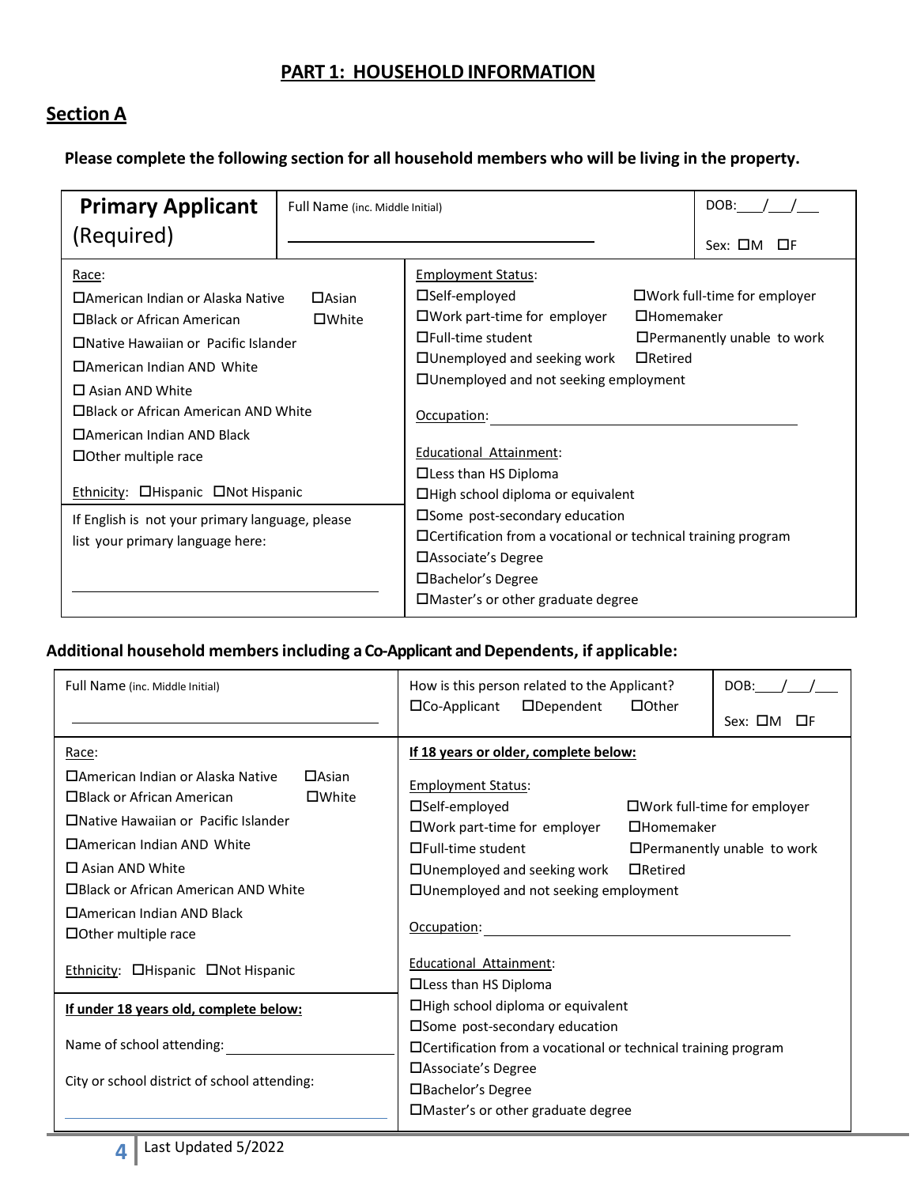## PART 1: HOUSEHOLD INFORMATION

### Section A

**Please complete the following section for all household members who will be living in the property.**

**Primary Applicant** (Required)

Full Name (inc. Middle Initial) ______________________

DOB:\_\_\_/\_\_\_/\_\_\_

Sex: ☐M ☐F

Race:

- ☐American Indian or Alaska Native
- ☐Asian
- ☐Black or African American
- ☐White
- ☐Native Hawaiian or Pacific Islander
- ☐American Indian AND White
- ☐ Asian AND White
- ☐Black or African American AND White
- ☐American Indian AND Black
- ☐Other multiple race

Ethnicity: ☐Hispanic ☐Not Hispanic

If English is not your primary language, please list your primary language here:

______________________

Employment Status:

- ☐Self-employed
- ☐Work full-time for employer
- ☐Work part-time for employer
- ☐Homemaker
- ☐Full-time student
- ☐Permanently unable to work
- ☐Unemployed and seeking work
- ☐Retired
- ☐Unemployed and not seeking employment

Occupation: ______________________

Educational Attainment:

- ☐Less than HS Diploma
- ☐High school diploma or equivalent
- ☐Some post-secondary education
- ☐Certification from a vocational or technical training program
- ☐Associate's Degree
- ☐Bachelor's Degree
- ☐Master's or other graduate degree

**Additional household members including a Co-Applicant and Dependents, if applicable:**

Full Name (inc. Middle Initial) ______________________

How is this person related to the Applicant? ☐Co-Applicant ☐Dependent ☐Other

DOB:\_\_\_/\_\_\_/\_\_\_

Sex: ☐M ☐F

Race:

- ☐American Indian or Alaska Native
- ☐Asian
- ☐Black or African American
- ☐White
- ☐Native Hawaiian or Pacific Islander
- ☐American Indian AND White
- ☐ Asian AND White
- ☐Black or African American AND White
- ☐American Indian AND Black
- ☐Other multiple race

Ethnicity: ☐Hispanic ☐Not Hispanic

**If under 18 years old, complete below:**

Name of school attending: ______________________

City or school district of school attending:

______________________

**If 18 years or older, complete below:**

Employment Status:

- ☐Self-employed
- ☐Work full-time for employer
- ☐Work part-time for employer
- ☐Homemaker
- ☐Full-time student
- ☐Permanently unable to work
- ☐Unemployed and seeking work
- ☐Retired
- ☐Unemployed and not seeking employment

Occupation: ______________________

Educational Attainment:

- ☐Less than HS Diploma
- ☐High school diploma or equivalent
- ☐Some post-secondary education
- ☐Certification from a vocational or technical training program
- ☐Associate's Degree
- ☐Bachelor's Degree
- ☐Master's or other graduate degree

Last Updated 5/2022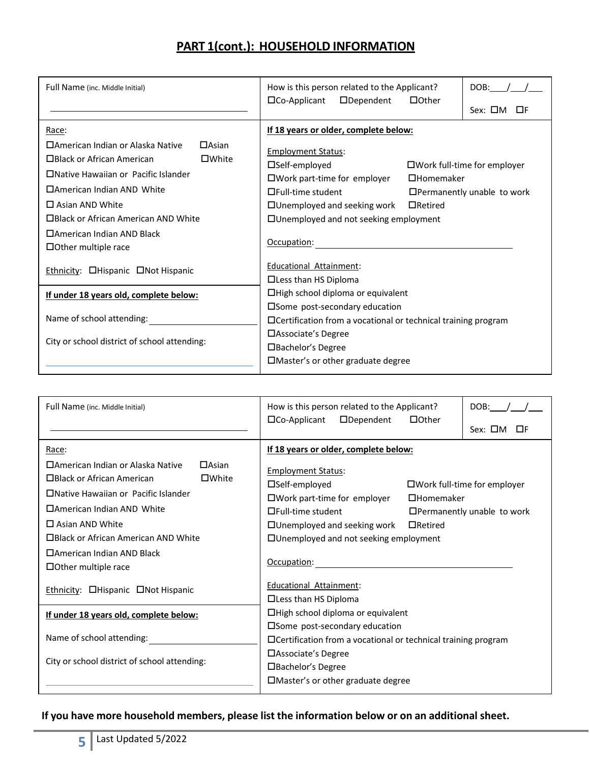## PART 1(cont.): HOUSEHOLD INFORMATION

| Full Name (inc. Middle Initial) | How is this person related to the Applicant? | DOB: ___/___/___ |
|---|---|---|
| ______________________________ | ☐Co-Applicant ☐Dependent ☐Other | Sex: ☐M ☐F |

**Race:**

- ☐American Indian or Alaska Native
- ☐Asian
- ☐Black or African American
- ☐White
- ☐Native Hawaiian or Pacific Islander
- ☐American Indian AND White
- ☐ Asian AND White
- ☐Black or African American AND White
- ☐American Indian AND Black
- ☐Other multiple race

**Ethnicity:** ☐Hispanic ☐Not Hispanic

**If under 18 years old, complete below:**

Name of school attending: ______________________

City or school district of school attending: ______________________

**If 18 years or older, complete below:**

**Employment Status:**

- ☐Self-employed
- ☐Work full-time for employer
- ☐Work part-time for employer
- ☐Homemaker
- ☐Full-time student
- ☐Permanently unable to work
- ☐Unemployed and seeking work
- ☐Retired
- ☐Unemployed and not seeking employment

**Occupation:** ______________________

**Educational Attainment:**

- ☐Less than HS Diploma
- ☐High school diploma or equivalent
- ☐Some post-secondary education
- ☐Certification from a vocational or technical training program
- ☐Associate's Degree
- ☐Bachelor's Degree
- ☐Master's or other graduate degree

---

| Full Name (inc. Middle Initial) | How is this person related to the Applicant? | DOB: ___/___/___ |
|---|---|---|
| ______________________________ | ☐Co-Applicant ☐Dependent ☐Other | Sex: ☐M ☐F |

**Race:**

- ☐American Indian or Alaska Native
- ☐Asian
- ☐Black or African American
- ☐White
- ☐Native Hawaiian or Pacific Islander
- ☐American Indian AND White
- ☐ Asian AND White
- ☐Black or African American AND White
- ☐American Indian AND Black
- ☐Other multiple race

**Ethnicity:** ☐Hispanic ☐Not Hispanic

**If under 18 years old, complete below:**

Name of school attending: ______________________

City or school district of school attending: ______________________

**If 18 years or older, complete below:**

**Employment Status:**

- ☐Self-employed
- ☐Work full-time for employer
- ☐Work part-time for employer
- ☐Homemaker
- ☐Full-time student
- ☐Permanently unable to work
- ☐Unemployed and seeking work
- ☐Retired
- ☐Unemployed and not seeking employment

**Occupation:** ______________________

**Educational Attainment:**

- ☐Less than HS Diploma
- ☐High school diploma or equivalent
- ☐Some post-secondary education
- ☐Certification from a vocational or technical training program
- ☐Associate's Degree
- ☐Bachelor's Degree
- ☐Master's or other graduate degree

**If you have more household members, please list the information below or on an additional sheet.**

Last Updated 5/2022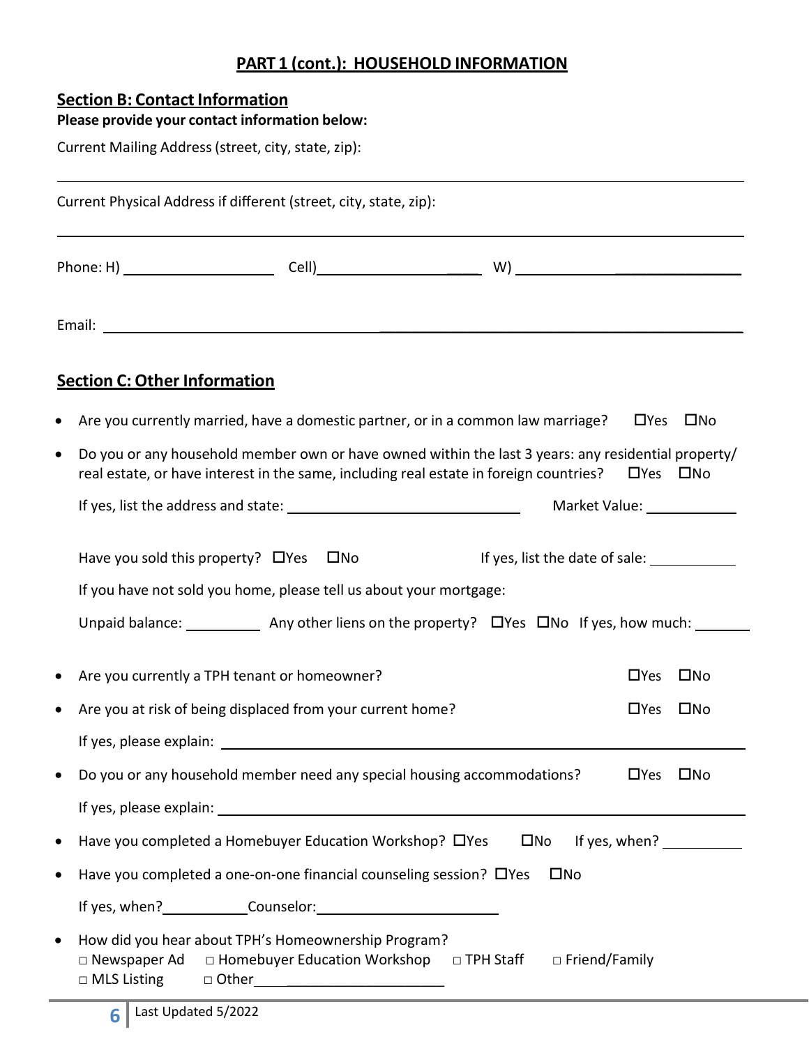## PART 1 (cont.): HOUSEHOLD INFORMATION

### Section B: Contact Information

**Please provide your contact information below:**

Current Mailing Address (street, city, state, zip):

_______________________________________________

Current Physical Address if different (street, city, state, zip):

_______________________________________________

Phone: H) ____________________ Cell) ____________________ W) ____________________

Email: _______________________________________________

### Section C: Other Information

- Are you currently married, have a domestic partner, or in a common law marriage? ☐Yes ☐No
- Do you or any household member own or have owned within the last 3 years: any residential property/ real estate, or have interest in the same, including real estate in foreign countries? ☐Yes ☐No

  If yes, list the address and state: ______________________________ Market Value: ____________

  Have you sold this property? ☐Yes ☐No If yes, list the date of sale: ___________

  If you have not sold you home, please tell us about your mortgage:

  Unpaid balance: __________ Any other liens on the property? ☐Yes ☐No If yes, how much: _______

- Are you currently a TPH tenant or homeowner? ☐Yes ☐No
- Are you at risk of being displaced from your current home? ☐Yes ☐No

  If yes, please explain: _______________________________________________

- Do you or any household member need any special housing accommodations? ☐Yes ☐No

  If yes, please explain: _______________________________________________

- Have you completed a Homebuyer Education Workshop? ☐Yes ☐No If yes, when? __________
- Have you completed a one-on-one financial counseling session? ☐Yes ☐No

  If yes, when? __________ Counselor: ________________________

- How did you hear about TPH's Homeownership Program?

  □ Newspaper Ad □ Homebuyer Education Workshop □ TPH Staff □ Friend/Family
  □ MLS Listing □ Other ____________________

Last Updated 5/2022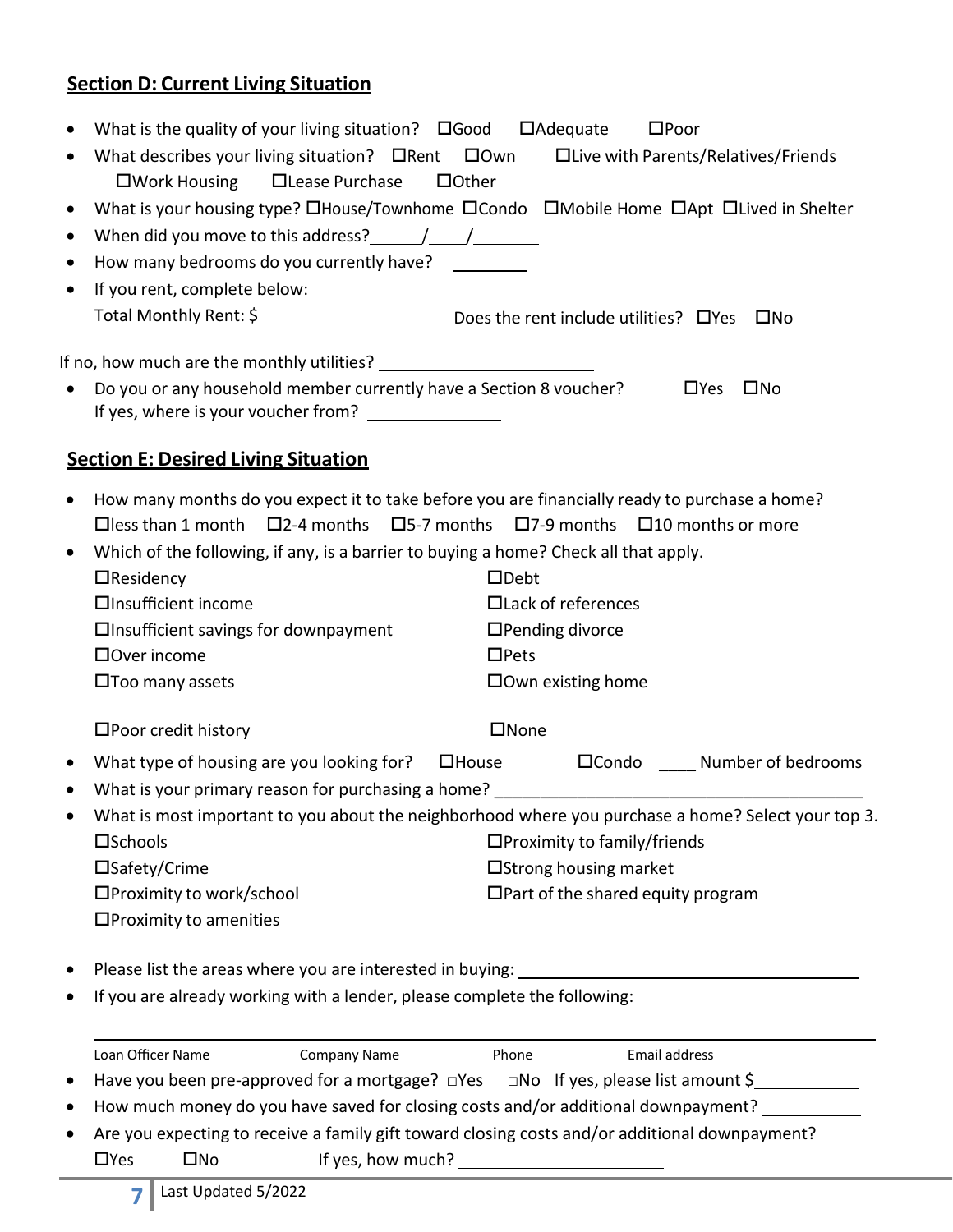## Section D: Current Living Situation

- What is the quality of your living situation? ☐Good ☐Adequate ☐Poor
- What describes your living situation? ☐Rent ☐Own ☐Live with Parents/Relatives/Friends ☐Work Housing ☐Lease Purchase ☐Other
- What is your housing type? ☐House/Townhome ☐Condo ☐Mobile Home ☐Apt ☐Lived in Shelter
- When did you move to this address?\_\_\_\_\_\_/\_\_\_\_/\_\_\_\_\_\_\_\_
- How many bedrooms do you currently have? \_\_\_\_\_\_\_\_\_
- If you rent, complete below:
  Total Monthly Rent: $\_\_\_\_\_\_\_\_\_\_\_\_\_\_\_\_\_ Does the rent include utilities? ☐Yes ☐No

If no, how much are the monthly utilities? \_\_\_\_\_\_\_\_\_\_\_\_\_\_\_\_\_\_\_\_\_\_\_\_

- Do you or any household member currently have a Section 8 voucher? ☐Yes ☐No
  If yes, where is your voucher from? \_\_\_\_\_\_\_\_\_\_\_\_\_\_\_

## Section E: Desired Living Situation

- How many months do you expect it to take before you are financially ready to purchase a home?
  ☐less than 1 month ☐2-4 months ☐5-7 months ☐7-9 months ☐10 months or more
- Which of the following, if any, is a barrier to buying a home? Check all that apply.
  - ☐Residency
  - ☐Insufficient income
  - ☐Insufficient savings for downpayment
  - ☐Over income
  - ☐Too many assets
  - ☐Poor credit history
  - ☐Debt
  - ☐Lack of references
  - ☐Pending divorce
  - ☐Pets
  - ☐Own existing home
  - ☐None
- What type of housing are you looking for? ☐House ☐Condo \_\_\_\_ Number of bedrooms
- What is your primary reason for purchasing a home? \_\_\_\_\_\_\_\_\_\_\_\_\_\_\_\_\_\_\_\_\_\_\_\_\_\_\_\_\_\_\_\_\_\_\_\_\_\_\_\_\_\_
- What is most important to you about the neighborhood where you purchase a home? Select your top 3.
  - ☐Schools
  - ☐Safety/Crime
  - ☐Proximity to work/school
  - ☐Proximity to amenities
  - ☐Proximity to family/friends
  - ☐Strong housing market
  - ☐Part of the shared equity program
- Please list the areas where you are interested in buying: \_\_\_\_\_\_\_\_\_\_\_\_\_\_\_\_\_\_\_\_\_\_\_\_\_\_\_\_\_\_\_\_\_\_\_\_\_\_\_
- If you are already working with a lender, please complete the following:

  \_\_\_\_\_\_\_\_\_\_\_\_\_\_\_\_\_\_\_\_\_\_\_\_\_\_\_\_\_\_\_\_\_\_\_\_\_\_\_\_\_\_\_\_\_\_\_\_\_\_\_\_\_\_\_\_\_\_\_\_\_\_\_\_\_\_\_\_\_\_\_\_\_\_\_\_\_\_
  Loan Officer Name Company Name Phone Email address
- Have you been pre-approved for a mortgage? ☐Yes ☐No If yes, please list amount $\_\_\_\_\_\_\_\_\_\_\_\_
- How much money do you have saved for closing costs and/or additional downpayment? \_\_\_\_\_\_\_\_\_\_\_
- Are you expecting to receive a family gift toward closing costs and/or additional downpayment?
  ☐Yes ☐No If yes, how much? \_\_\_\_\_\_\_\_\_\_\_\_\_\_\_\_\_\_\_\_\_\_\_

Last Updated 5/2022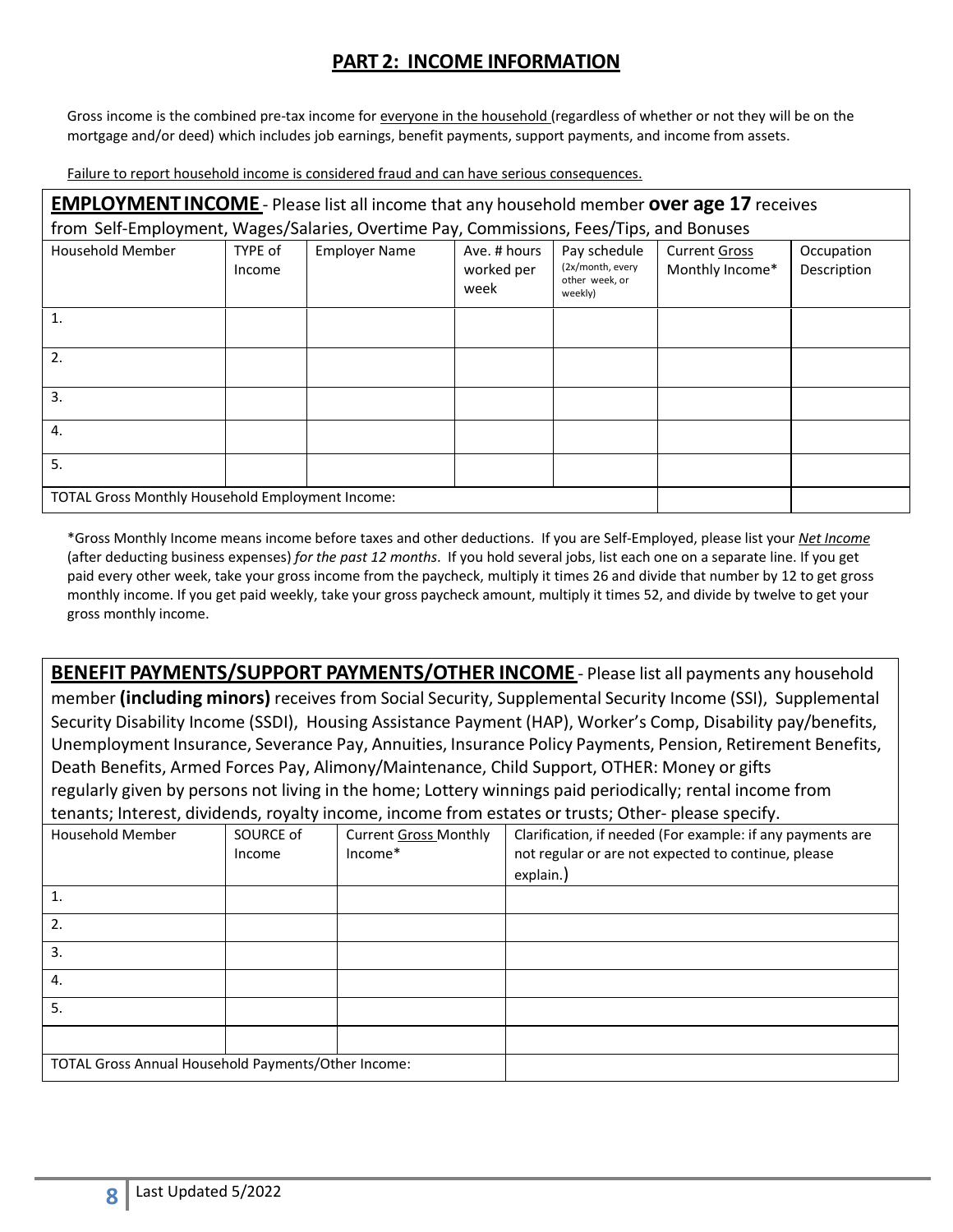## PART 2: INCOME INFORMATION

Gross income is the combined pre-tax income for everyone in the household (regardless of whether or not they will be on the mortgage and/or deed) which includes job earnings, benefit payments, support payments, and income from assets.

Failure to report household income is considered fraud and can have serious consequences.

**EMPLOYMENT INCOME** - Please list all income that any household member **over age 17** receives from Self-Employment, Wages/Salaries, Overtime Pay, Commissions, Fees/Tips, and Bonuses

| Household Member | TYPE of Income | Employer Name | Ave. # hours worked per week | Pay schedule (2x/month, every other week, or weekly) | Current Gross Monthly Income* | Occupation Description |
|---|---|---|---|---|---|---|
| 1. | | | | | | |
| 2. | | | | | | |
| 3. | | | | | | |
| 4. | | | | | | |
| 5. | | | | | | |
| TOTAL Gross Monthly Household Employment Income: | | | | | | |

*Gross Monthly Income means income before taxes and other deductions. If you are Self-Employed, please list your *Net Income* (after deducting business expenses) *for the past 12 months*. If you hold several jobs, list each one on a separate line. If you get paid every other week, take your gross income from the paycheck, multiply it times 26 and divide that number by 12 to get gross monthly income. If you get paid weekly, take your gross paycheck amount, multiply it times 52, and divide by twelve to get your gross monthly income.

**BENEFIT PAYMENTS/SUPPORT PAYMENTS/OTHER INCOME** - Please list all payments any household member **(including minors)** receives from Social Security, Supplemental Security Income (SSI), Supplemental Security Disability Income (SSDI), Housing Assistance Payment (HAP), Worker's Comp, Disability pay/benefits, Unemployment Insurance, Severance Pay, Annuities, Insurance Policy Payments, Pension, Retirement Benefits, Death Benefits, Armed Forces Pay, Alimony/Maintenance, Child Support, OTHER: Money or gifts regularly given by persons not living in the home; Lottery winnings paid periodically; rental income from tenants; Interest, dividends, royalty income, income from estates or trusts; Other- please specify.

| Household Member | SOURCE of Income | Current Gross Monthly Income* | Clarification, if needed (For example: if any payments are not regular or are not expected to continue, please explain.) |
|---|---|---|---|
| 1. | | | |
| 2. | | | |
| 3. | | | |
| 4. | | | |
| 5. | | | |
| | | | |
| TOTAL Gross Annual Household Payments/Other Income: | | | |

Last Updated 5/2022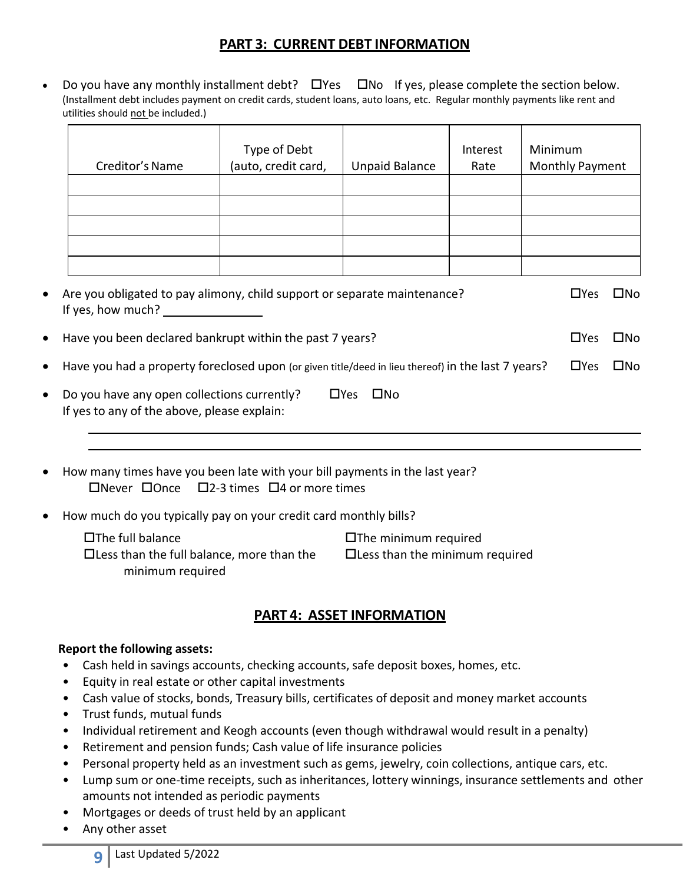## PART 3: CURRENT DEBT INFORMATION

- Do you have any monthly installment debt? ☐Yes ☐No If yes, please complete the section below.
  (Installment debt includes payment on credit cards, student loans, auto loans, etc. Regular monthly payments like rent and utilities should not be included.)

| Creditor's Name | Type of Debt (auto, credit card, | Unpaid Balance | Interest Rate | Minimum Monthly Payment |
|---|---|---|---|---|
| | | | | |
| | | | | |
| | | | | |
| | | | | |
| | | | | |

- Are you obligated to pay alimony, child support or separate maintenance? ☐Yes ☐No
  If yes, how much? \_\_\_\_\_\_\_\_\_\_\_\_\_\_\_
- Have you been declared bankrupt within the past 7 years? ☐Yes ☐No
- Have you had a property foreclosed upon (or given title/deed in lieu thereof) in the last 7 years? ☐Yes ☐No
- Do you have any open collections currently? ☐Yes ☐No
  If yes to any of the above, please explain:

  \_\_\_\_\_\_\_\_\_\_\_\_\_\_\_\_\_\_\_\_\_\_\_\_\_\_\_\_\_\_\_\_\_\_\_\_\_\_\_\_\_\_\_\_\_\_\_\_\_\_\_\_\_\_\_\_\_\_\_\_

  \_\_\_\_\_\_\_\_\_\_\_\_\_\_\_\_\_\_\_\_\_\_\_\_\_\_\_\_\_\_\_\_\_\_\_\_\_\_\_\_\_\_\_\_\_\_\_\_\_\_\_\_\_\_\_\_\_\_\_\_

- How many times have you been late with your bill payments in the last year?
  ☐Never ☐Once ☐2-3 times ☐4 or more times
- How much do you typically pay on your credit card monthly bills?
  - ☐The full balance
  - ☐Less than the full balance, more than the minimum required
  - ☐The minimum required
  - ☐Less than the minimum required

## PART 4: ASSET INFORMATION

**Report the following assets:**

- Cash held in savings accounts, checking accounts, safe deposit boxes, homes, etc.
- Equity in real estate or other capital investments
- Cash value of stocks, bonds, Treasury bills, certificates of deposit and money market accounts
- Trust funds, mutual funds
- Individual retirement and Keogh accounts (even though withdrawal would result in a penalty)
- Retirement and pension funds; Cash value of life insurance policies
- Personal property held as an investment such as gems, jewelry, coin collections, antique cars, etc.
- Lump sum or one-time receipts, such as inheritances, lottery winnings, insurance settlements and other amounts not intended as periodic payments
- Mortgages or deeds of trust held by an applicant
- Any other asset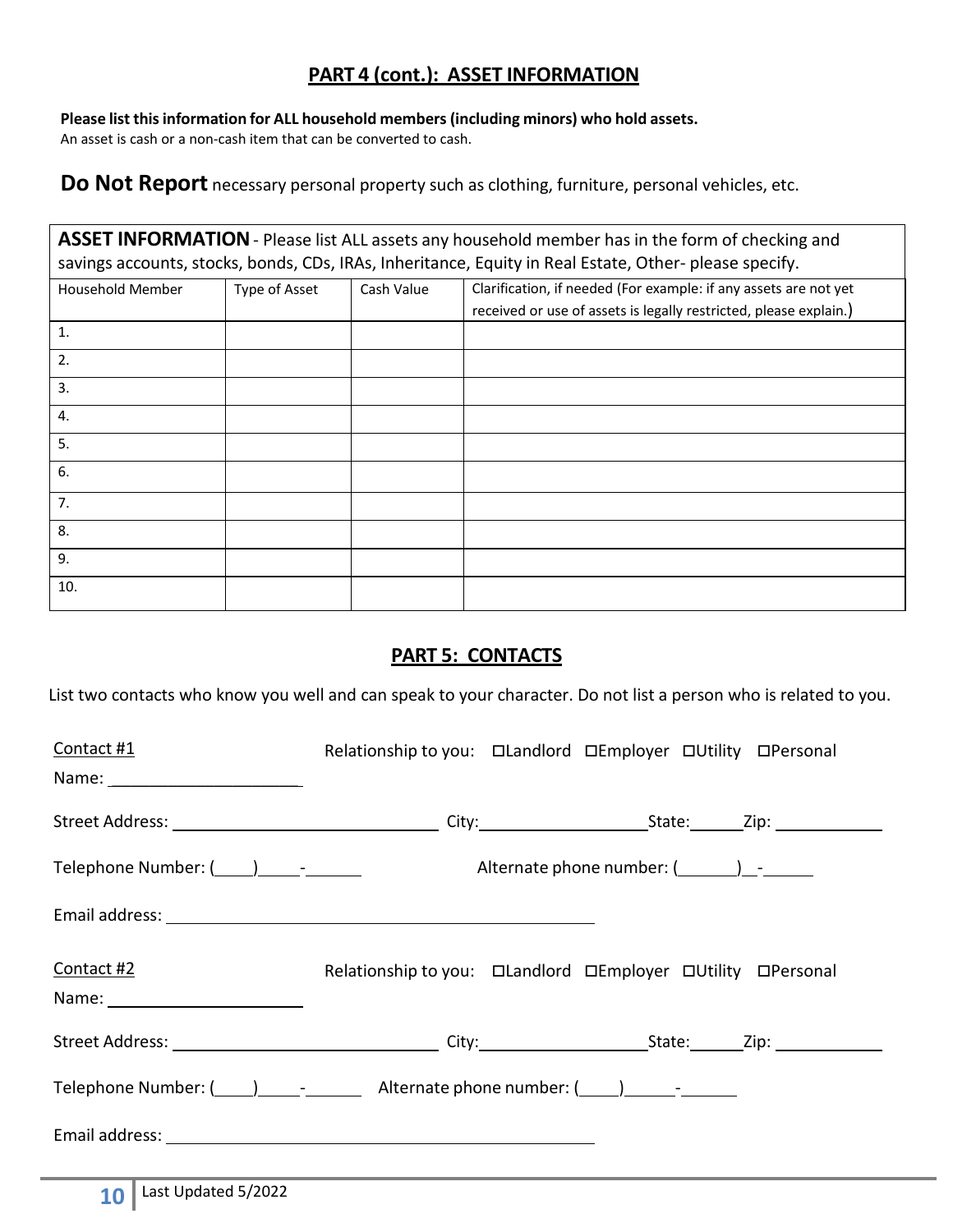## PART 4 (cont.): ASSET INFORMATION

**Please list this information for ALL household members (including minors) who hold assets.**
An asset is cash or a non-cash item that can be converted to cash.

**Do Not Report** necessary personal property such as clothing, furniture, personal vehicles, etc.

**ASSET INFORMATION** - Please list ALL assets any household member has in the form of checking and savings accounts, stocks, bonds, CDs, IRAs, Inheritance, Equity in Real Estate, Other- please specify.

| Household Member | Type of Asset | Cash Value | Clarification, if needed (For example: if any assets are not yet received or use of assets is legally restricted, please explain.) |
|---|---|---|---|
| 1. | | | |
| 2. | | | |
| 3. | | | |
| 4. | | | |
| 5. | | | |
| 6. | | | |
| 7. | | | |
| 8. | | | |
| 9. | | | |
| 10. | | | |

## PART 5: CONTACTS

List two contacts who know you well and can speak to your character. Do not list a person who is related to you.

Contact #1
Name: ____________________ Relationship to you: ☐Landlord ☐Employer ☐Utility ☐Personal

Street Address: ____________________ City: ____________ State: ______ Zip: __________

Telephone Number: (____)_____-______ Alternate phone number: (______)__-_____

Email address: ______________________________

Contact #2
Name: ____________________ Relationship to you: ☐Landlord ☐Employer ☐Utility ☐Personal

Street Address: ____________________ City: ____________ State: ______ Zip: __________

Telephone Number: (____)_____-______ Alternate phone number: (____)______-______

Email address: ______________________________

Last Updated 5/2022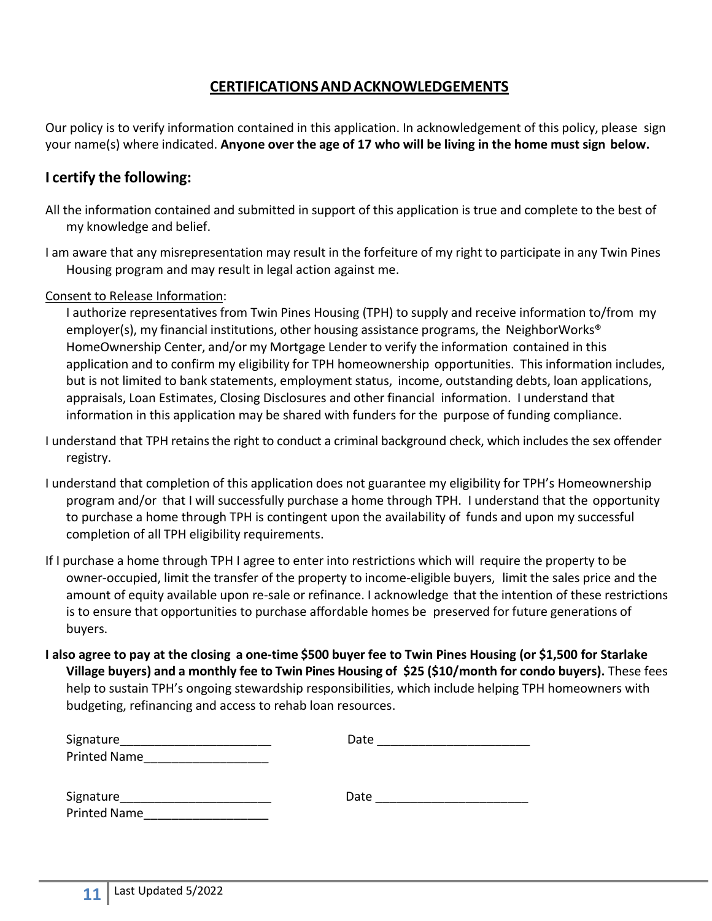## CERTIFICATIONS AND ACKNOWLEDGEMENTS

Our policy is to verify information contained in this application. In acknowledgement of this policy, please sign your name(s) where indicated. **Anyone over the age of 17 who will be living in the home must sign below.**

### I certify the following:

All the information contained and submitted in support of this application is true and complete to the best of my knowledge and belief.

I am aware that any misrepresentation may result in the forfeiture of my right to participate in any Twin Pines Housing program and may result in legal action against me.

Consent to Release Information:

I authorize representatives from Twin Pines Housing (TPH) to supply and receive information to/from my employer(s), my financial institutions, other housing assistance programs, the NeighborWorks® HomeOwnership Center, and/or my Mortgage Lender to verify the information contained in this application and to confirm my eligibility for TPH homeownership opportunities. This information includes, but is not limited to bank statements, employment status, income, outstanding debts, loan applications, appraisals, Loan Estimates, Closing Disclosures and other financial information. I understand that information in this application may be shared with funders for the purpose of funding compliance.

I understand that TPH retains the right to conduct a criminal background check, which includes the sex offender registry.

I understand that completion of this application does not guarantee my eligibility for TPH's Homeownership program and/or that I will successfully purchase a home through TPH. I understand that the opportunity to purchase a home through TPH is contingent upon the availability of funds and upon my successful completion of all TPH eligibility requirements.

If I purchase a home through TPH I agree to enter into restrictions which will require the property to be owner-occupied, limit the transfer of the property to income-eligible buyers, limit the sales price and the amount of equity available upon re-sale or refinance. I acknowledge that the intention of these restrictions is to ensure that opportunities to purchase affordable homes be preserved for future generations of buyers.

**I also agree to pay at the closing a one-time $500 buyer fee to Twin Pines Housing (or $1,500 for Starlake Village buyers) and a monthly fee to Twin Pines Housing of $25 ($10/month for condo buyers).** These fees help to sustain TPH's ongoing stewardship responsibilities, which include helping TPH homeowners with budgeting, refinancing and access to rehab loan resources.

Signature______________________ Date ______________________

Printed Name__________________

Signature______________________ Date ______________________

Printed Name__________________

Last Updated 5/2022